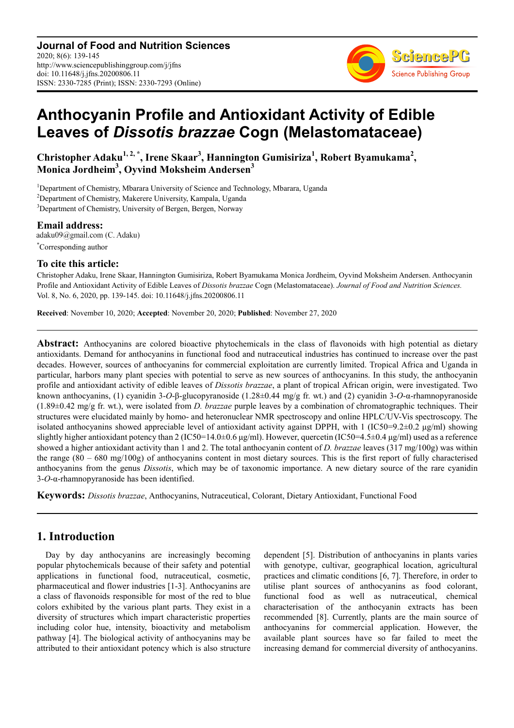Journal of Food and Nutrition Sciences
2020; 8(6): 139-145
http://www.sciencepublishinggroup.com/j/jfns
doi: 10.11648/j.jfns.20200806.11
ISSN: 2330-7285 (Print); ISSN: 2330-7293 (Online)

# Anthocyanin Profile and Antioxidant Activity of Edible Leaves of *Dissotis brazzae* Cogn (Melastomataceae)

**Christopher Adaku[1, 2, *], Irene Skaar[3], Hannington Gumisiriza[1], Robert Byamukama[2], Monica Jordheim[3], Oyvind Moksheim Andersen[3]**

[1]Department of Chemistry, Mbarara University of Science and Technology, Mbarara, Uganda

[2]Department of Chemistry, Makerere University, Kampala, Uganda

[3]Department of Chemistry, University of Bergen, Bergen, Norway

## Email address:

adaku09@gmail.com (C. Adaku)

[*]Corresponding author

## To cite this article:

Christopher Adaku, Irene Skaar, Hannington Gumisiriza, Robert Byamukama Monica Jordheim, Oyvind Moksheim Andersen. Anthocyanin Profile and Antioxidant Activity of Edible Leaves of *Dissotis brazzae* Cogn (Melastomataceae). *Journal of Food and Nutrition Sciences.* Vol. 8, No. 6, 2020, pp. 139-145. doi: 10.11648/j.jfns.20200806.11

**Received**: November 10, 2020; **Accepted**: November 20, 2020; **Published**: November 27, 2020

---

**Abstract:** Anthocyanins are colored bioactive phytochemicals in the class of flavonoids with high potential as dietary antioxidants. Demand for anthocyanins in functional food and nutraceutical industries has continued to increase over the past decades. However, sources of anthocyanins for commercial exploitation are currently limited. Tropical Africa and Uganda in particular, harbors many plant species with potential to serve as new sources of anthocyanins. In this study, the anthocyanin profile and antioxidant activity of edible leaves of *Dissotis brazzae*, a plant of tropical African origin, were investigated. Two known anthocyanins, (1) cyanidin 3-*O*-β-glucopyranoside (1.28±0.44 mg/g fr. wt.) and (2) cyanidin 3-*O*-α-rhamnopyranoside (1.89±0.42 mg/g fr. wt.), were isolated from *D. brazzae* purple leaves by a combination of chromatographic techniques. Their structures were elucidated mainly by homo- and heteronuclear NMR spectroscopy and online HPLC/UV-Vis spectroscopy. The isolated anthocyanins showed appreciable level of antioxidant activity against DPPH, with 1 (IC50=9.2±0.2 μg/ml) showing slightly higher antioxidant potency than 2 (IC50=14.0±0.6 μg/ml). However, quercetin (IC50=4.5±0.4 μg/ml) used as a reference showed a higher antioxidant activity than 1 and 2. The total anthocyanin content of *D. brazzae* leaves (317 mg/100g) was within the range (80 – 680 mg/100g) of anthocyanins content in most dietary sources. This is the first report of fully characterised anthocyanins from the genus *Dissotis*, which may be of taxonomic importance. A new dietary source of the rare cyanidin 3-*O*-α-rhamnopyranoside has been identified.

**Keywords:** *Dissotis brazzae*, Anthocyanins, Nutraceutical, Colorant, Dietary Antioxidant, Functional Food

---

## 1. Introduction

Day by day anthocyanins are increasingly becoming popular phytochemicals because of their safety and potential applications in functional food, nutraceutical, cosmetic, pharmaceutical and flower industries [1-3]. Anthocyanins are a class of flavonoids responsible for most of the red to blue colors exhibited by the various plant parts. They exist in a diversity of structures which impart characteristic properties including color hue, intensity, bioactivity and metabolism pathway [4]. The biological activity of anthocyanins may be attributed to their antioxidant potency which is also structure dependent [5]. Distribution of anthocyanins in plants varies with genotype, cultivar, geographical location, agricultural practices and climatic conditions [6, 7]. Therefore, in order to utilise plant sources of anthocyanins as food colorant, functional food as well as nutraceutical, chemical characterisation of the anthocyanin extracts has been recommended [8]. Currently, plants are the main source of anthocyanins for commercial application. However, the available plant sources have so far failed to meet the increasing demand for commercial diversity of anthocyanins.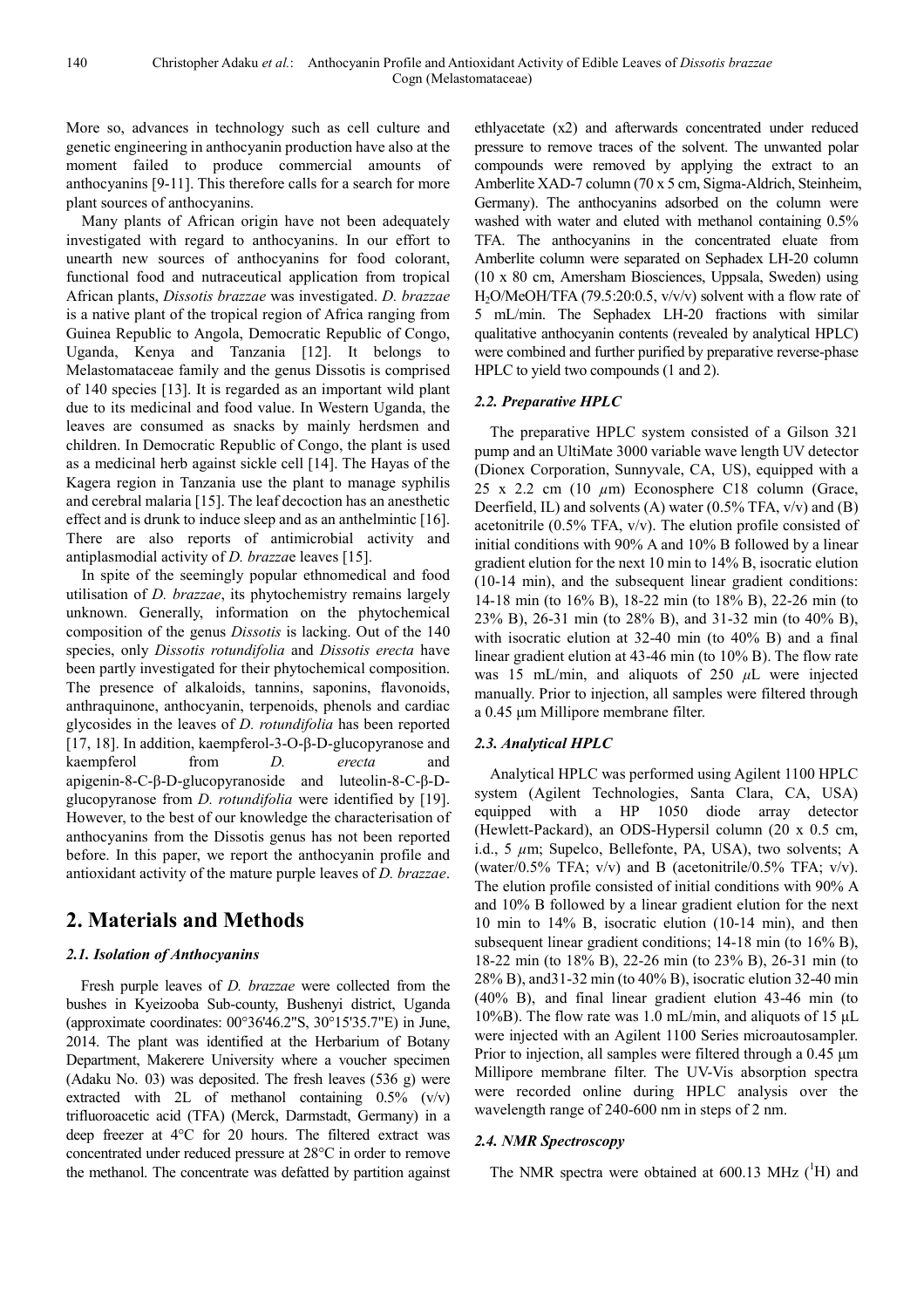More so, advances in technology such as cell culture and genetic engineering in anthocyanin production have also at the moment failed to produce commercial amounts of anthocyanins [9-11]. This therefore calls for a search for more plant sources of anthocyanins.

Many plants of African origin have not been adequately investigated with regard to anthocyanins. In our effort to unearth new sources of anthocyanins for food colorant, functional food and nutraceutical application from tropical African plants, *Dissotis brazzae* was investigated. *D. brazzae* is a native plant of the tropical region of Africa ranging from Guinea Republic to Angola, Democratic Republic of Congo, Uganda, Kenya and Tanzania [12]. It belongs to Melastomataceae family and the genus Dissotis is comprised of 140 species [13]. It is regarded as an important wild plant due to its medicinal and food value. In Western Uganda, the leaves are consumed as snacks by mainly herdsmen and children. In Democratic Republic of Congo, the plant is used as a medicinal herb against sickle cell [14]. The Hayas of the Kagera region in Tanzania use the plant to manage syphilis and cerebral malaria [15]. The leaf decoction has an anesthetic effect and is drunk to induce sleep and as an anthelmintic [16]. There are also reports of antimicrobial activity and antiplasmodial activity of *D. brazzae* leaves [15].

In spite of the seemingly popular ethnomedical and food utilisation of *D. brazzae*, its phytochemistry remains largely unknown. Generally, information on the phytochemical composition of the genus *Dissotis* is lacking. Out of the 140 species, only *Dissotis rotundifolia* and *Dissotis erecta* have been partly investigated for their phytochemical composition. The presence of alkaloids, tannins, saponins, flavonoids, anthraquinone, anthocyanin, terpenoids, phenols and cardiac glycosides in the leaves of *D. rotundifolia* has been reported [17, 18]. In addition, kaempferol-3-O-β-D-glucopyranose and kaempferol from *D. erecta* and apigenin-8-C-β-D-glucopyranoside and luteolin-8-C-β-D-glucopyranose from *D. rotundifolia* were identified by [19]. However, to the best of our knowledge the characterisation of anthocyanins from the Dissotis genus has not been reported before. In this paper, we report the anthocyanin profile and antioxidant activity of the mature purple leaves of *D. brazzae*.

# 2. Materials and Methods

### 2.1. Isolation of Anthocyanins

Fresh purple leaves of *D. brazzae* were collected from the bushes in Kyeizooba Sub-county, Bushenyi district, Uganda (approximate coordinates: 00°36'46.2"S, 30°15'35.7"E) in June, 2014. The plant was identified at the Herbarium of Botany Department, Makerere University where a voucher specimen (Adaku No. 03) was deposited. The fresh leaves (536 g) were extracted with 2L of methanol containing 0.5% (v/v) trifluoroacetic acid (TFA) (Merck, Darmstadt, Germany) in a deep freezer at 4°C for 20 hours. The filtered extract was concentrated under reduced pressure at 28°C in order to remove the methanol. The concentrate was defatted by partition against ethlyacetate (x2) and afterwards concentrated under reduced pressure to remove traces of the solvent. The unwanted polar compounds were removed by applying the extract to an Amberlite XAD-7 column (70 x 5 cm, Sigma-Aldrich, Steinheim, Germany). The anthocyanins adsorbed on the column were washed with water and eluted with methanol containing 0.5% TFA. The anthocyanins in the concentrated eluate from Amberlite column were separated on Sephadex LH-20 column (10 x 80 cm, Amersham Biosciences, Uppsala, Sweden) using $H_2O$/MeOH/TFA (79.5:20:0.5, v/v/v) solvent with a flow rate of 5 mL/min. The Sephadex LH-20 fractions with similar qualitative anthocyanin contents (revealed by analytical HPLC) were combined and further purified by preparative reverse-phase HPLC to yield two compounds (1 and 2).

### 2.2. Preparative HPLC

The preparative HPLC system consisted of a Gilson 321 pump and an UltiMate 3000 variable wave length UV detector (Dionex Corporation, Sunnyvale, CA, US), equipped with a 25 x 2.2 cm (10 $\mu$m) Econosphere C18 column (Grace, Deerfield, IL) and solvents (A) water (0.5% TFA, v/v) and (B) acetonitrile (0.5% TFA, v/v). The elution profile consisted of initial conditions with 90% A and 10% B followed by a linear gradient elution for the next 10 min to 14% B, isocratic elution (10-14 min), and the subsequent linear gradient conditions: 14-18 min (to 16% B), 18-22 min (to 18% B), 22-26 min (to 23% B), 26-31 min (to 28% B), and 31-32 min (to 40% B), with isocratic elution at 32-40 min (to 40% B) and a final linear gradient elution at 43-46 min (to 10% B). The flow rate was 15 mL/min, and aliquots of 250 $\mu$L were injected manually. Prior to injection, all samples were filtered through a 0.45 µm Millipore membrane filter.

### 2.3. Analytical HPLC

Analytical HPLC was performed using Agilent 1100 HPLC system (Agilent Technologies, Santa Clara, CA, USA) equipped with a HP 1050 diode array detector (Hewlett-Packard), an ODS-Hypersil column (20 x 0.5 cm, i.d., 5 $\mu$m; Supelco, Bellefonte, PA, USA), two solvents; A (water/0.5% TFA; v/v) and B (acetonitrile/0.5% TFA; v/v). The elution profile consisted of initial conditions with 90% A and 10% B followed by a linear gradient elution for the next 10 min to 14% B, isocratic elution (10-14 min), and then subsequent linear gradient conditions; 14-18 min (to 16% B), 18-22 min (to 18% B), 22-26 min (to 23% B), 26-31 min (to 28% B), and31-32 min (to 40% B), isocratic elution 32-40 min (40% B), and final linear gradient elution 43-46 min (to 10%B). The flow rate was 1.0 mL/min, and aliquots of 15 µL were injected with an Agilent 1100 Series microautosampler. Prior to injection, all samples were filtered through a 0.45 µm Millipore membrane filter. The UV-Vis absorption spectra were recorded online during HPLC analysis over the wavelength range of 240-600 nm in steps of 2 nm.

### 2.4. NMR Spectroscopy

The NMR spectra were obtained at 600.13 MHz ($^1$H) and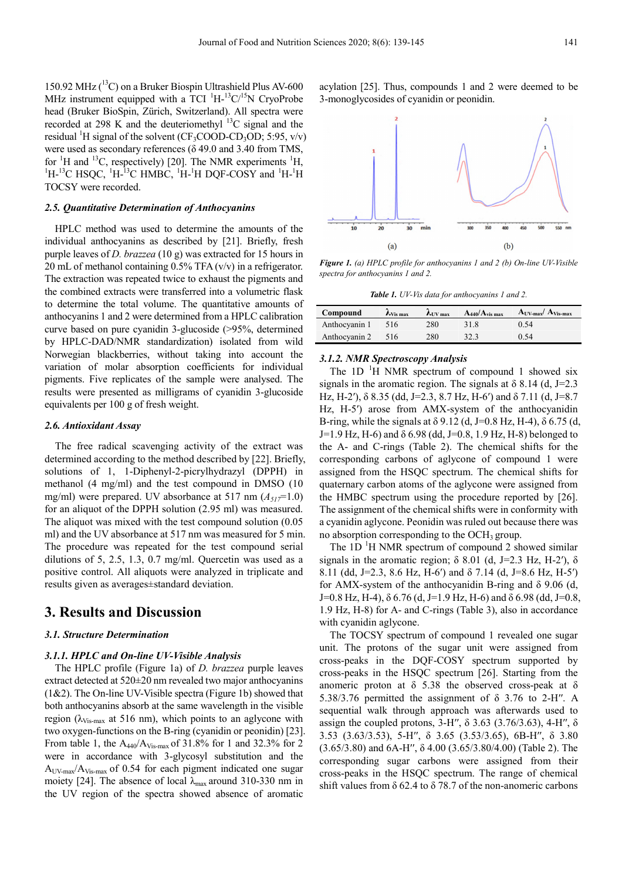150.92 MHz ($^{13}C$) on a Bruker Biospin Ultrashield Plus AV-600 MHz instrument equipped with a TCI $^{1}H$-$^{13}C$/$^{15}N$ CryoProbe head (Bruker BioSpin, Zürich, Switzerland). All spectra were recorded at 298 K and the deuteriomethyl $^{13}C$ signal and the residual $^{1}H$ signal of the solvent ($CF_3COOD$-$CD_3OD$; 5:95, v/v) were used as secondary references (δ 49.0 and 3.40 from TMS, for $^{1}H$ and $^{13}C$, respectively) [20]. The NMR experiments $^{1}H$, $^{1}H$-$^{13}C$ HSQC, $^{1}H$-$^{13}C$ HMBC, $^{1}H$-$^{1}H$ DQF-COSY and $^{1}H$-$^{1}H$ TOCSY were recorded.

### 2.5. Quantitative Determination of Anthocyanins

HPLC method was used to determine the amounts of the individual anthocyanins as described by [21]. Briefly, fresh purple leaves of *D. brazzea* (10 g) was extracted for 15 hours in 20 mL of methanol containing 0.5% TFA (v/v) in a refrigerator. The extraction was repeated twice to exhaust the pigments and the combined extracts were transferred into a volumetric flask to determine the total volume. The quantitative amounts of anthocyanins 1 and 2 were determined from a HPLC calibration curve based on pure cyanidin 3-glucoside (>95%, determined by HPLC-DAD/NMR standardization) isolated from wild Norwegian blackberries, without taking into account the variation of molar absorption coefficients for individual pigments. Five replicates of the sample were analysed. The results were presented as milligrams of cyanidin 3-glucoside equivalents per 100 g of fresh weight.

### 2.6. Antioxidant Assay

The free radical scavenging activity of the extract was determined according to the method described by [22]. Briefly, solutions of 1, 1-Diphenyl-2-picrylhydrazyl (DPPH) in methanol (4 mg/ml) and the test compound in DMSO (10 mg/ml) were prepared. UV absorbance at 517 nm ($A_{517}$=1.0) for an aliquot of the DPPH solution (2.95 ml) was measured. The aliquot was mixed with the test compound solution (0.05 ml) and the UV absorbance at 517 nm was measured for 5 min. The procedure was repeated for the test compound serial dilutions of 5, 2.5, 1.3, 0.7 mg/ml. Quercetin was used as a positive control. All aliquots were analyzed in triplicate and results given as averages±standard deviation.

## 3. Results and Discussion

### 3.1. Structure Determination

#### 3.1.1. HPLC and On-line UV-Visible Analysis

The HPLC profile (Figure 1a) of *D. brazzea* purple leaves extract detected at 520±20 nm revealed two major anthocyanins (1&2). The On-line UV-Visible spectra (Figure 1b) showed that both anthocyanins absorb at the same wavelength in the visible region ($\lambda_{Vis\text{-}max}$ at 516 nm), which points to an aglycone with two oxygen-functions on the B-ring (cyanidin or peonidin) [23]. From table 1, the $A_{440}/A_{Vis\text{-}max}$ of 31.8% for 1 and 32.3% for 2 were in accordance with 3-glycosyl substitution and the $A_{UV\text{-}max}/A_{Vis\text{-}max}$ of 0.54 for each pigment indicated one sugar moiety [24]. The absence of local $\lambda_{max}$ around 310-330 nm in the UV region of the spectra showed absence of aromatic acylation [25]. Thus, compounds 1 and 2 were deemed to be 3-monoglycosides of cyanidin or peonidin.

*Figure 1. (a) HPLC profile for anthocyanins 1 and 2 (b) On-line UV-Visible spectra for anthocyanins 1 and 2.*

*Table 1. UV-Vis data for anthocyanins 1 and 2.*

| Compound | $\lambda_{Vis\ max}$ | $\lambda_{UV\ max}$ | $A_{440}/A_{vis\ max}$ | $A_{UV\text{-}max}/A_{Vis\text{-}max}$ |
|---|---|---|---|---|
| Anthocyanin 1 | 516 | 280 | 31.8 | 0.54 |
| Anthocyanin 2 | 516 | 280 | 32.3 | 0.54 |

#### 3.1.2. NMR Spectroscopy Analysis

The 1D $^{1}H$ NMR spectrum of compound 1 showed six signals in the aromatic region. The signals at δ 8.14 (d, J=2.3 Hz, H-2′), δ 8.35 (dd, J=2.3, 8.7 Hz, H-6′) and δ 7.11 (d, J=8.7 Hz, H-5′) arose from AMX-system of the anthocyanidin B-ring, while the signals at δ 9.12 (d, J=0.8 Hz, H-4), δ 6.75 (d, J=1.9 Hz, H-6) and δ 6.98 (dd, J=0.8, 1.9 Hz, H-8) belonged to the A- and C-rings (Table 2). The chemical shifts for the corresponding carbons of aglycone of compound 1 were assigned from the HSQC spectrum. The chemical shifts for quaternary carbon atoms of the aglycone were assigned from the HMBC spectrum using the procedure reported by [26]. The assignment of the chemical shifts were in conformity with a cyanidin aglycone. Peonidin was ruled out because there was no absorption corresponding to the $OCH_3$ group.

The 1D $^{1}H$ NMR spectrum of compound 2 showed similar signals in the aromatic region; δ 8.01 (d, J=2.3 Hz, H-2′), δ 8.11 (dd, J=2.3, 8.6 Hz, H-6′) and δ 7.14 (d, J=8.6 Hz, H-5′) for AMX-system of the anthocyanidin B-ring and δ 9.06 (d, J=0.8 Hz, H-4), δ 6.76 (d, J=1.9 Hz, H-6) and δ 6.98 (dd, J=0.8, 1.9 Hz, H-8) for A- and C-rings (Table 3), also in accordance with cyanidin aglycone.

The TOCSY spectrum of compound 1 revealed one sugar unit. The protons of the sugar unit were assigned from cross-peaks in the DQF-COSY spectrum supported by cross-peaks in the HSQC spectrum [26]. Starting from the anomeric proton at δ 5.38 the observed cross-peak at δ 5.38/3.76 permitted the assignment of δ 3.76 to 2-H″. A sequential walk through approach was afterwards used to assign the coupled protons, 3-H″, δ 3.63 (3.76/3.63), 4-H″, δ 3.53 (3.63/3.53), 5-H″, δ 3.65 (3.53/3.65), 6B-H″, δ 3.80 (3.65/3.80) and 6A-H″, δ 4.00 (3.65/3.80/4.00) (Table 2). The corresponding sugar carbons were assigned from their cross-peaks in the HSQC spectrum. The range of chemical shift values from δ 62.4 to δ 78.7 of the non-anomeric carbons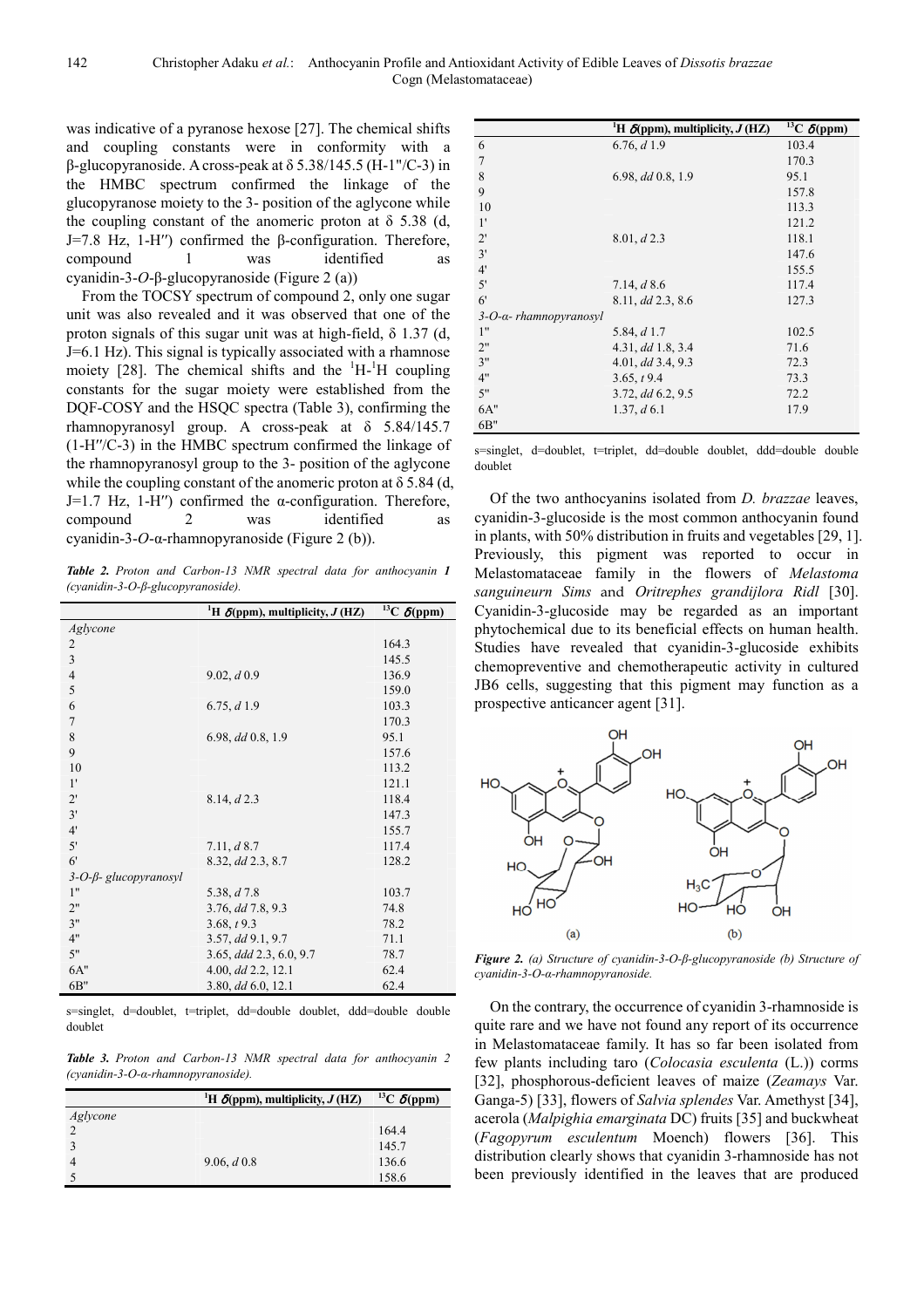was indicative of a pyranose hexose [27]. The chemical shifts and coupling constants were in conformity with a β-glucopyranoside. A cross-peak at δ 5.38/145.5 (H-1''/C-3) in the HMBC spectrum confirmed the linkage of the glucopyranose moiety to the 3- position of the aglycone while the coupling constant of the anomeric proton at δ 5.38 (d, J=7.8 Hz, 1-H'') confirmed the β-configuration. Therefore, compound 1 was identified as cyanidin-3-*O*-β-glucopyranoside (Figure 2 (a))

From the TOCSY spectrum of compound 2, only one sugar unit was also revealed and it was observed that one of the proton signals of this sugar unit was at high-field, δ 1.37 (d, J=6.1 Hz). This signal is typically associated with a rhamnose moiety [28]. The chemical shifts and the $^1$H-$^1$H coupling constants for the sugar moiety were established from the DQF-COSY and the HSQC spectra (Table 3), confirming the rhamnopyranosyl group. A cross-peak at δ 5.84/145.7 (1-H''/C-3) in the HMBC spectrum confirmed the linkage of the rhamnopyranosyl group to the 3- position of the aglycone while the coupling constant of the anomeric proton at δ 5.84 (d, J=1.7 Hz, 1-H'') confirmed the α-configuration. Therefore, compound 2 was identified as cyanidin-3-*O*-α-rhamnopyranoside (Figure 2 (b)).

***Table 2.*** *Proton and Carbon-13 NMR spectral data for anthocyanin **1** (cyanidin-3-O-β-glucopyranoside).*

| | $^1$H δ(ppm), multiplicity, *J* (HZ) | $^{13}$C δ(ppm) |
|---|---|---|
| *Aglycone* | | |
| 2 | | 164.3 |
| 3 | | 145.5 |
| 4 | 9.02, *d* 0.9 | 136.9 |
| 5 | | 159.0 |
| 6 | 6.75, *d* 1.9 | 103.3 |
| 7 | | 170.3 |
| 8 | 6.98, *dd* 0.8, 1.9 | 95.1 |
| 9 | | 157.6 |
| 10 | | 113.2 |
| 1' | | 121.1 |
| 2' | 8.14, *d* 2.3 | 118.4 |
| 3' | | 147.3 |
| 4' | | 155.7 |
| 5' | 7.11, *d* 8.7 | 117.4 |
| 6' | 8.32, *dd* 2.3, 8.7 | 128.2 |
| *3-O-β- glucopyranosyl* | | |
| 1" | 5.38, *d* 7.8 | 103.7 |
| 2" | 3.76, *dd* 7.8, 9.3 | 74.8 |
| 3" | 3.68, *t* 9.3 | 78.2 |
| 4" | 3.57, *dd* 9.1, 9.7 | 71.1 |
| 5" | 3.65, *ddd* 2.3, 6.0, 9.7 | 78.7 |
| 6A" | 4.00, *dd* 2.2, 12.1 | 62.4 |
| 6B" | 3.80, *dd* 6.0, 12.1 | 62.4 |

s=singlet, d=doublet, t=triplet, dd=double doublet, ddd=double double doublet

***Table 3.*** *Proton and Carbon-13 NMR spectral data for anthocyanin 2 (cyanidin-3-O-α-rhamnopyranoside).*

| | $^1$H δ(ppm), multiplicity, *J* (HZ) | $^{13}$C δ(ppm) |
|---|---|---|
| *Aglycone* | | |
| 2 | | 164.4 |
| 3 | | 145.7 |
| 4 | 9.06, *d* 0.8 | 136.6 |
| 5 | | 158.6 |
| 6 | 6.76, *d* 1.9 | 103.4 |
| 7 | | 170.3 |
| 8 | 6.98, *dd* 0.8, 1.9 | 95.1 |
| 9 | | 157.8 |
| 10 | | 113.3 |
| 1' | | 121.2 |
| 2' | 8.01, *d* 2.3 | 118.1 |
| 3' | | 147.6 |
| 4' | | 155.5 |
| 5' | 7.14, *d* 8.6 | 117.4 |
| 6' | 8.11, *dd* 2.3, 8.6 | 127.3 |
| *3-O-α- rhamnopyranosyl* | | |
| 1" | 5.84, *d* 1.7 | 102.5 |
| 2" | 4.31, *dd* 1.8, 3.4 | 71.6 |
| 3" | 4.01, *dd* 3.4, 9.3 | 72.3 |
| 4" | 3.65, *t* 9.4 | 73.3 |
| 5" | 3.72, *dd* 6.2, 9.5 | 72.2 |
| 6A" | 1.37, *d* 6.1 | 17.9 |
| 6B" | | |

s=singlet, d=doublet, t=triplet, dd=double doublet, ddd=double double doublet

Of the two anthocyanins isolated from *D. brazzae* leaves, cyanidin-3-glucoside is the most common anthocyanin found in plants, with 50% distribution in fruits and vegetables [29, 1]. Previously, this pigment was reported to occur in Melastomataceae family in the flowers of *Melastoma sanguineurn Sims* and *Oritrephes grandijlora Ridl* [30]. Cyanidin-3-glucoside may be regarded as an important phytochemical due to its beneficial effects on human health. Studies have revealed that cyanidin-3-glucoside exhibits chemopreventive and chemotherapeutic activity in cultured JB6 cells, suggesting that this pigment may function as a prospective anticancer agent [31].

***Figure 2.*** *(a) Structure of cyanidin-3-O-β-glucopyranoside (b) Structure of cyanidin-3-O-α-rhamnopyranoside.*

On the contrary, the occurrence of cyanidin 3-rhamnoside is quite rare and we have not found any report of its occurrence in Melastomataceae family. It has so far been isolated from few plants including taro (*Colocasia esculenta* (L.)) corms [32], phosphorous-deficient leaves of maize (*Zeamays* Var. Ganga-5) [33], flowers of *Salvia splendes* Var. Amethyst [34], acerola (*Malpighia emarginata* DC) fruits [35] and buckwheat (*Fagopyrum esculentum* Moench) flowers [36]. This distribution clearly shows that cyanidin 3-rhamnoside has not been previously identified in the leaves that are produced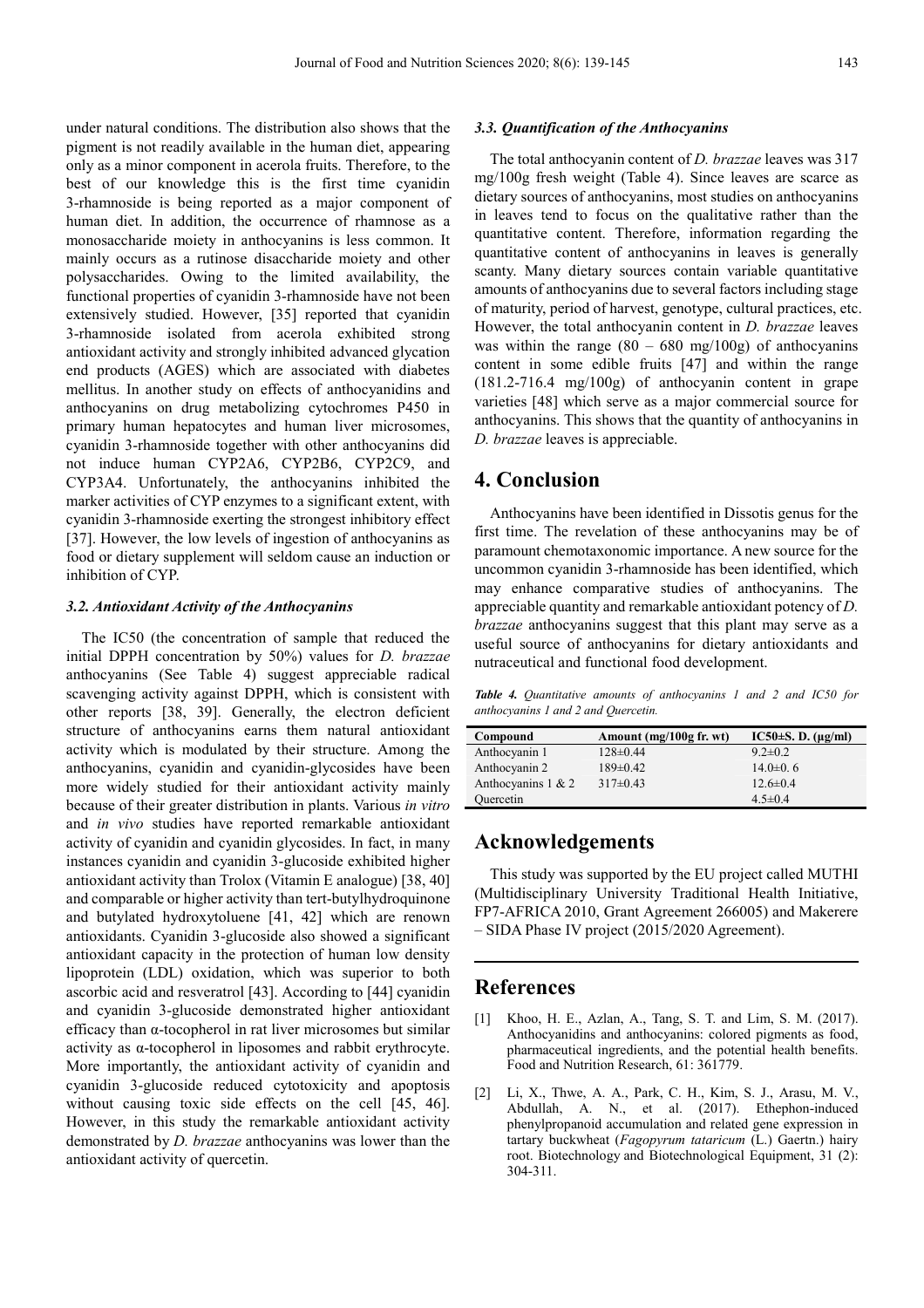under natural conditions. The distribution also shows that the pigment is not readily available in the human diet, appearing only as a minor component in acerola fruits. Therefore, to the best of our knowledge this is the first time cyanidin 3-rhamnoside is being reported as a major component of human diet. In addition, the occurrence of rhamnose as a monosaccharide moiety in anthocyanins is less common. It mainly occurs as a rutinose disaccharide moiety and other polysaccharides. Owing to the limited availability, the functional properties of cyanidin 3-rhamnoside have not been extensively studied. However, [35] reported that cyanidin 3-rhamnoside isolated from acerola exhibited strong antioxidant activity and strongly inhibited advanced glycation end products (AGES) which are associated with diabetes mellitus. In another study on effects of anthocyanidins and anthocyanins on drug metabolizing cytochromes P450 in primary human hepatocytes and human liver microsomes, cyanidin 3-rhamnoside together with other anthocyanins did not induce human CYP2A6, CYP2B6, CYP2C9, and CYP3A4. Unfortunately, the anthocyanins inhibited the marker activities of CYP enzymes to a significant extent, with cyanidin 3-rhamnoside exerting the strongest inhibitory effect [37]. However, the low levels of ingestion of anthocyanins as food or dietary supplement will seldom cause an induction or inhibition of CYP.

### *3.2. Antioxidant Activity of the Anthocyanins*

The IC50 (the concentration of sample that reduced the initial DPPH concentration by 50%) values for *D. brazzae* anthocyanins (See Table 4) suggest appreciable radical scavenging activity against DPPH, which is consistent with other reports [38, 39]. Generally, the electron deficient structure of anthocyanins earns them natural antioxidant activity which is modulated by their structure. Among the anthocyanins, cyanidin and cyanidin-glycosides have been more widely studied for their antioxidant activity mainly because of their greater distribution in plants. Various *in vitro* and *in vivo* studies have reported remarkable antioxidant activity of cyanidin and cyanidin glycosides. In fact, in many instances cyanidin and cyanidin 3-glucoside exhibited higher antioxidant activity than Trolox (Vitamin E analogue) [38, 40] and comparable or higher activity than tert-butylhydroquinone and butylated hydroxytoluene [41, 42] which are renown antioxidants. Cyanidin 3-glucoside also showed a significant antioxidant capacity in the protection of human low density lipoprotein (LDL) oxidation, which was superior to both ascorbic acid and resveratrol [43]. According to [44] cyanidin and cyanidin 3-glucoside demonstrated higher antioxidant efficacy than α-tocopherol in rat liver microsomes but similar activity as α-tocopherol in liposomes and rabbit erythrocyte. More importantly, the antioxidant activity of cyanidin and cyanidin 3-glucoside reduced cytotoxicity and apoptosis without causing toxic side effects on the cell [45, 46]. However, in this study the remarkable antioxidant activity demonstrated by *D. brazzae* anthocyanins was lower than the antioxidant activity of quercetin.

### *3.3. Quantification of the Anthocyanins*

The total anthocyanin content of *D. brazzae* leaves was 317 mg/100g fresh weight (Table 4). Since leaves are scarce as dietary sources of anthocyanins, most studies on anthocyanins in leaves tend to focus on the qualitative rather than the quantitative content. Therefore, information regarding the quantitative content of anthocyanins in leaves is generally scanty. Many dietary sources contain variable quantitative amounts of anthocyanins due to several factors including stage of maturity, period of harvest, genotype, cultural practices, etc. However, the total anthocyanin content in *D. brazzae* leaves was within the range (80 – 680 mg/100g) of anthocyanins content in some edible fruits [47] and within the range (181.2-716.4 mg/100g) of anthocyanin content in grape varieties [48] which serve as a major commercial source for anthocyanins. This shows that the quantity of anthocyanins in *D. brazzae* leaves is appreciable.

## 4. Conclusion

Anthocyanins have been identified in Dissotis genus for the first time. The revelation of these anthocyanins may be of paramount chemotaxonomic importance. A new source for the uncommon cyanidin 3-rhamnoside has been identified, which may enhance comparative studies of anthocyanins. The appreciable quantity and remarkable antioxidant potency of *D. brazzae* anthocyanins suggest that this plant may serve as a useful source of anthocyanins for dietary antioxidants and nutraceutical and functional food development.

***Table 4.*** *Quantitative amounts of anthocyanins 1 and 2 and IC50 for anthocyanins 1 and 2 and Quercetin.*

| Compound | Amount (mg/100g fr. wt) | IC50±S. D. (µg/ml) |
|---|---|---|
| Anthocyanin 1 | 128±0.44 | 9.2±0.2 |
| Anthocyanin 2 | 189±0.42 | 14.0±0. 6 |
| Anthocyanins 1 & 2 | 317±0.43 | 12.6±0.4 |
| Quercetin | | 4.5±0.4 |

## Acknowledgements

This study was supported by the EU project called MUTHI (Multidisciplinary University Traditional Health Initiative, FP7-AFRICA 2010, Grant Agreement 266005) and Makerere – SIDA Phase IV project (2015/2020 Agreement).

## References

[1] Khoo, H. E., Azlan, A., Tang, S. T. and Lim, S. M. (2017). Anthocyanidins and anthocyanins: colored pigments as food, pharmaceutical ingredients, and the potential health benefits. Food and Nutrition Research, 61: 361779.

[2] Li, X., Thwe, A. A., Park, C. H., Kim, S. J., Arasu, M. V., Abdullah, A. N., et al. (2017). Ethephon-induced phenylpropanoid accumulation and related gene expression in tartary buckwheat (*Fagopyrum tataricum* (L.) Gaertn.) hairy root. Biotechnology and Biotechnological Equipment, 31 (2): 304-311.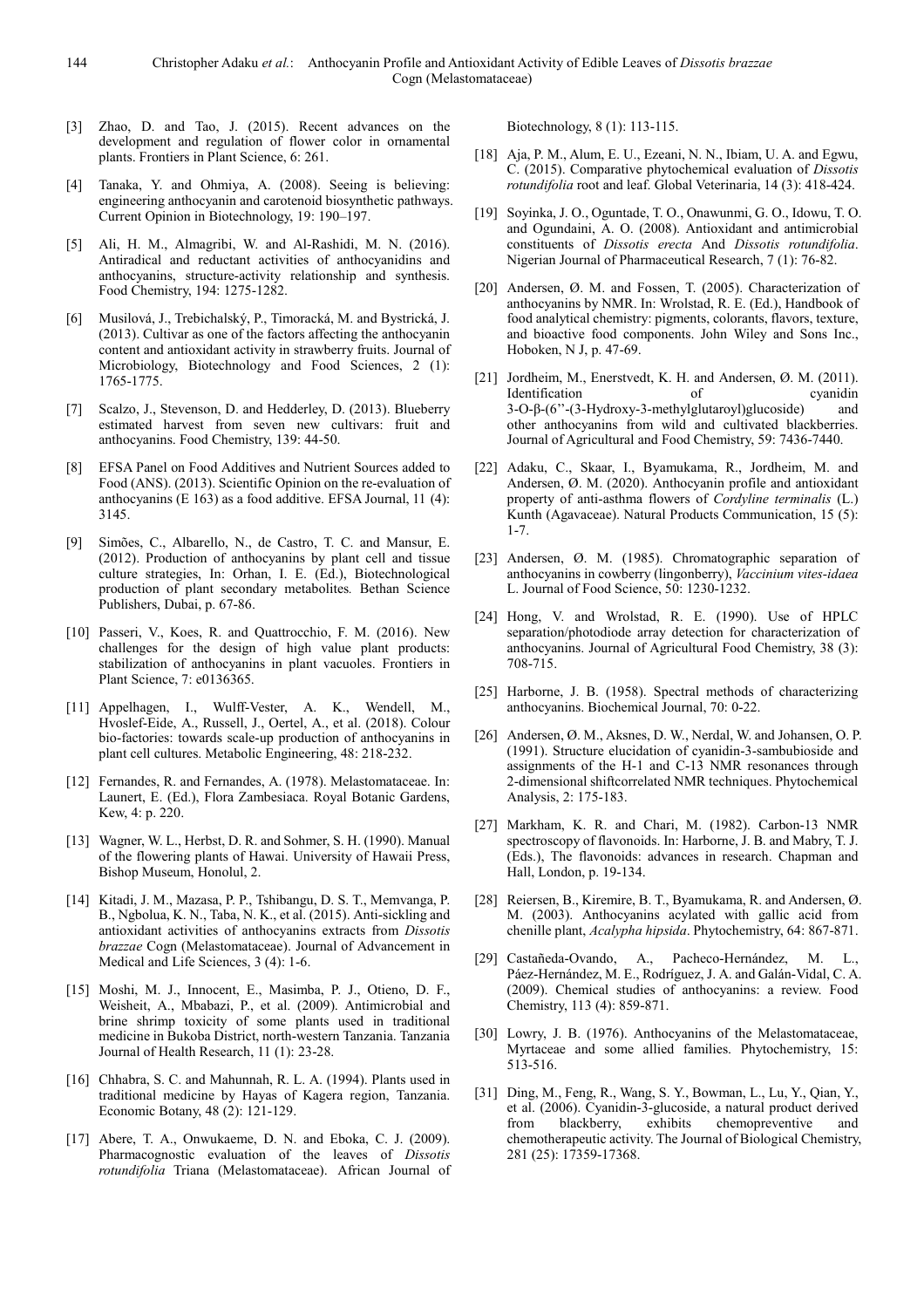[3] Zhao, D. and Tao, J. (2015). Recent advances on the development and regulation of flower color in ornamental plants. Frontiers in Plant Science, 6: 261.

[4] Tanaka, Y. and Ohmiya, A. (2008). Seeing is believing: engineering anthocyanin and carotenoid biosynthetic pathways. Current Opinion in Biotechnology, 19: 190–197.

[5] Ali, H. M., Almagribi, W. and Al-Rashidi, M. N. (2016). Antiradical and reductant activities of anthocyanidins and anthocyanins, structure-activity relationship and synthesis. Food Chemistry, 194: 1275-1282.

[6] Musilová, J., Trebichalský, P., Timoracká, M. and Bystrická, J. (2013). Cultivar as one of the factors affecting the anthocyanin content and antioxidant activity in strawberry fruits. Journal of Microbiology, Biotechnology and Food Sciences, 2 (1): 1765-1775.

[7] Scalzo, J., Stevenson, D. and Hedderley, D. (2013). Blueberry estimated harvest from seven new cultivars: fruit and anthocyanins. Food Chemistry, 139: 44-50.

[8] EFSA Panel on Food Additives and Nutrient Sources added to Food (ANS). (2013). Scientific Opinion on the re-evaluation of anthocyanins (E 163) as a food additive. EFSA Journal, 11 (4): 3145.

[9] Simões, C., Albarello, N., de Castro, T. C. and Mansur, E. (2012). Production of anthocyanins by plant cell and tissue culture strategies, In: Orhan, I. E. (Ed.), Biotechnological production of plant secondary metabolites*.* Bethan Science Publishers, Dubai, p. 67-86.

[10] Passeri, V., Koes, R. and Quattrocchio, F. M. (2016). New challenges for the design of high value plant products: stabilization of anthocyanins in plant vacuoles. Frontiers in Plant Science, 7: e0136365.

[11] Appelhagen, I., Wulff-Vester, A. K., Wendell, M., Hvoslef-Eide, A., Russell, J., Oertel, A., et al. (2018). Colour bio-factories: towards scale-up production of anthocyanins in plant cell cultures. Metabolic Engineering, 48: 218-232.

[12] Fernandes, R. and Fernandes, A. (1978). Melastomataceae. In: Launert, E. (Ed.), Flora Zambesiaca. Royal Botanic Gardens, Kew, 4: p. 220.

[13] Wagner, W. L., Herbst, D. R. and Sohmer, S. H. (1990). Manual of the flowering plants of Hawai. University of Hawaii Press, Bishop Museum, Honolul, 2.

[14] Kitadi, J. M., Mazasa, P. P., Tshibangu, D. S. T., Memvanga, P. B., Ngbolua, K. N., Taba, N. K., et al. (2015). Anti-sickling and antioxidant activities of anthocyanins extracts from *Dissotis brazzae* Cogn (Melastomataceae). Journal of Advancement in Medical and Life Sciences, 3 (4): 1-6.

[15] Moshi, M. J., Innocent, E., Masimba, P. J., Otieno, D. F., Weisheit, A., Mbabazi, P., et al. (2009). Antimicrobial and brine shrimp toxicity of some plants used in traditional medicine in Bukoba District, north-western Tanzania. Tanzania Journal of Health Research, 11 (1): 23-28.

[16] Chhabra, S. C. and Mahunnah, R. L. A. (1994). Plants used in traditional medicine by Hayas of Kagera region, Tanzania. Economic Botany, 48 (2): 121-129.

[17] Abere, T. A., Onwukaeme, D. N. and Eboka, C. J. (2009). Pharmacognostic evaluation of the leaves of *Dissotis rotundifolia* Triana (Melastomataceae). African Journal of Biotechnology, 8 (1): 113-115.

[18] Aja, P. M., Alum, E. U., Ezeani, N. N., Ibiam, U. A. and Egwu, C. (2015). Comparative phytochemical evaluation of *Dissotis rotundifolia* root and leaf. Global Veterinaria, 14 (3): 418-424.

[19] Soyinka, J. O., Oguntade, T. O., Onawunmi, G. O., Idowu, T. O. and Ogundaini, A. O. (2008). Antioxidant and antimicrobial constituents of *Dissotis erecta* And *Dissotis rotundifolia*. Nigerian Journal of Pharmaceutical Research, 7 (1): 76-82.

[20] Andersen, Ø. M. and Fossen, T. (2005). Characterization of anthocyanins by NMR. In: Wrolstad, R. E. (Ed.), Handbook of food analytical chemistry: pigments, colorants, flavors, texture, and bioactive food components. John Wiley and Sons Inc., Hoboken, N J, p. 47-69.

[21] Jordheim, M., Enerstvedt, K. H. and Andersen, Ø. M. (2011). Identification of cyanidin 3-O-β-(6''-(3-Hydroxy-3-methylglutaroyl)glucoside) and other anthocyanins from wild and cultivated blackberries. Journal of Agricultural and Food Chemistry, 59: 7436-7440.

[22] Adaku, C., Skaar, I., Byamukama, R., Jordheim, M. and Andersen, Ø. M. (2020). Anthocyanin profile and antioxidant property of anti-asthma flowers of *Cordyline terminalis* (L.) Kunth (Agavaceae). Natural Products Communication, 15 (5): 1-7.

[23] Andersen, Ø. M. (1985). Chromatographic separation of anthocyanins in cowberry (lingonberry), *Vaccinium vites-idaea* L. Journal of Food Science, 50: 1230-1232.

[24] Hong, V. and Wrolstad, R. E. (1990). Use of HPLC separation/photodiode array detection for characterization of anthocyanins. Journal of Agricultural Food Chemistry, 38 (3): 708-715.

[25] Harborne, J. B. (1958). Spectral methods of characterizing anthocyanins. Biochemical Journal, 70: 0-22.

[26] Andersen, Ø. M., Aksnes, D. W., Nerdal, W. and Johansen, O. P. (1991). Structure elucidation of cyanidin-3-sambubioside and assignments of the H-1 and C-13 NMR resonances through 2-dimensional shiftcorrelated NMR techniques. Phytochemical Analysis, 2: 175-183.

[27] Markham, K. R. and Chari, M. (1982). Carbon-13 NMR spectroscopy of flavonoids. In: Harborne, J. B. and Mabry, T. J. (Eds.), The flavonoids: advances in research. Chapman and Hall, London, p. 19-134.

[28] Reiersen, B., Kiremire, B. T., Byamukama, R. and Andersen, Ø. M. (2003). Anthocyanins acylated with gallic acid from chenille plant, *Acalypha hipsida*. Phytochemistry, 64: 867-871.

[29] Castañeda-Ovando, A., Pacheco-Hernández, M. L., Páez-Hernández, M. E., Rodríguez, J. A. and Galán-Vidal, C. A. (2009). Chemical studies of anthocyanins: a review. Food Chemistry, 113 (4): 859-871.

[30] Lowry, J. B. (1976). Anthocyanins of the Melastomataceae, Myrtaceae and some allied families. Phytochemistry, 15: 513-516.

[31] Ding, M., Feng, R., Wang, S. Y., Bowman, L., Lu, Y., Qian, Y., et al. (2006). Cyanidin-3-glucoside, a natural product derived from blackberry, exhibits chemopreventive and chemotherapeutic activity. The Journal of Biological Chemistry, 281 (25): 17359-17368.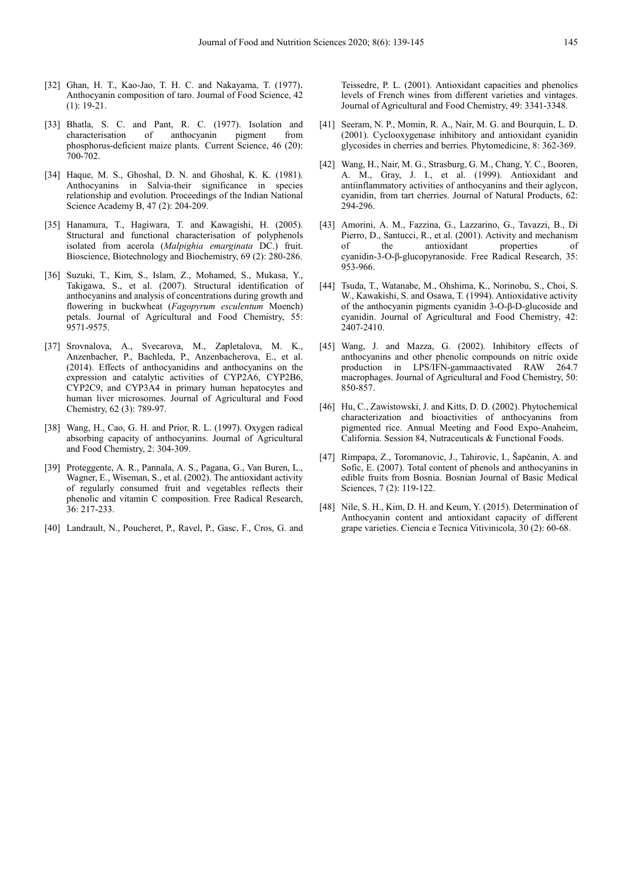[32] Ghan, H. T., Kao-Jao, T. H. C. and Nakayama, T. (1977). Anthocyanin composition of taro. Journal of Food Science, 42 (1): 19-21.

[33] Bhatla, S. C. and Pant, R. C. (1977). Isolation and characterisation of anthocyanin pigment from phosphorus-deficient maize plants. Current Science, 46 (20): 700-702.

[34] Haque, M. S., Ghoshal, D. N. and Ghoshal, K. K. (1981). Anthocyanins in Salvia-their significance in species relationship and evolution. Proceedings of the Indian National Science Academy B, 47 (2): 204-209.

[35] Hanamura, T., Hagiwara, T. and Kawagishi, H. (2005). Structural and functional characterisation of polyphenols isolated from acerola (*Malpighia emarginata* DC.) fruit. Bioscience, Biotechnology and Biochemistry, 69 (2): 280-286.

[36] Suzuki, T., Kim, S., Islam, Z., Mohamed, S., Mukasa, Y., Takigawa, S., et al. (2007). Structural identification of anthocyanins and analysis of concentrations during growth and flowering in buckwheat (*Fagopyrum esculentum* Moench) petals. Journal of Agricultural and Food Chemistry, 55: 9571-9575.

[37] Srovnalova, A., Svecarova, M., Zapletalova, M. K., Anzenbacher, P., Bachleda, P., Anzenbacherova, E., et al. (2014). Effects of anthocyanidins and anthocyanins on the expression and catalytic activities of CYP2A6, CYP2B6, CYP2C9, and CYP3A4 in primary human hepatocytes and human liver microsomes. Journal of Agricultural and Food Chemistry, 62 (3): 789-97.

[38] Wang, H., Cao, G. H. and Prior, R. L. (1997). Oxygen radical absorbing capacity of anthocyanins. Journal of Agricultural and Food Chemistry, 2: 304-309.

[39] Proteggente, A. R., Pannala, A. S., Pagana, G., Van Buren, L., Wagner, E., Wiseman, S., et al. (2002). The antioxidant activity of regularly consumed fruit and vegetables reflects their phenolic and vitamin C composition. Free Radical Research, 36: 217-233.

[40] Landrault, N., Poucheret, P., Ravel, P., Gasc, F., Cros, G. and Teissedre, P. L. (2001). Antioxidant capacities and phenolics levels of French wines from different varieties and vintages. Journal of Agricultural and Food Chemistry, 49: 3341-3348.

[41] Seeram, N. P., Momin, R. A., Nair, M. G. and Bourquin, L. D. (2001). Cyclooxygenase inhibitory and antioxidant cyanidin glycosides in cherries and berries. Phytomedicine, 8: 362-369.

[42] Wang, H., Nair, M. G., Strasburg, G. M., Chang, Y. C., Booren, A. M., Gray, J. I., et al. (1999). Antioxidant and antiinflammatory activities of anthocyanins and their aglycon, cyanidin, from tart cherries. Journal of Natural Products, 62: 294-296.

[43] Amorini, A. M., Fazzina, G., Lazzarino, G., Tavazzi, B., Di Pierro, D., Santucci, R., et al. (2001). Activity and mechanism of the antioxidant properties of cyanidin-3-O-β-glucopyranoside. Free Radical Research, 35: 953-966.

[44] Tsuda, T., Watanabe, M., Ohshima, K., Norinobu, S., Choi, S. W., Kawakishi, S. and Osawa, T. (1994). Antioxidative activity of the anthocyanin pigments cyanidin 3-O-β-D-glucoside and cyanidin. Journal of Agricultural and Food Chemistry, 42: 2407-2410.

[45] Wang, J. and Mazza, G. (2002). Inhibitory effects of anthocyanins and other phenolic compounds on nitric oxide production in LPS/IFN-gammaactivated RAW 264.7 macrophages. Journal of Agricultural and Food Chemistry, 50: 850-857.

[46] Hu, C., Zawistowski, J. and Kitts, D. D. (2002). Phytochemical characterization and bioactivities of anthocyanins from pigmented rice. Annual Meeting and Food Expo-Anaheim, California. Session 84, Nutraceuticals & Functional Foods.

[47] Rimpapa, Z., Toromanovic, J., Tahirovic, I., Šapčanin, A. and Sofic, E. (2007). Total content of phenols and anthocyanins in edible fruits from Bosnia. Bosnian Journal of Basic Medical Sciences, 7 (2): 119-122.

[48] Nile, S. H., Kim, D. H. and Keum, Y. (2015). Determination of Anthocyanin content and antioxidant capacity of different grape varieties. Ciencia e Tecnica Vitivinicola, 30 (2): 60-68.